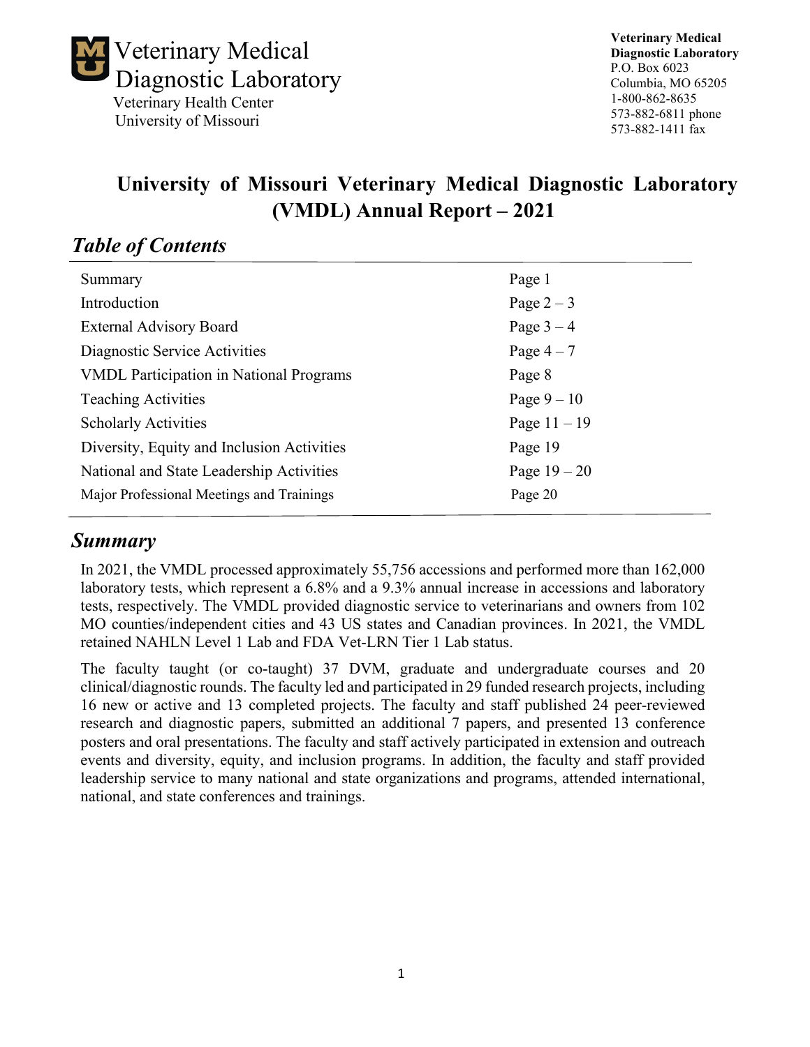Veterinary Medical Diagnostic Laboratory
Veterinary Health Center
University of Missouri

**Veterinary Medical Diagnostic Laboratory**
P.O. Box 6023
Columbia, MO 65205
1-800-862-8635
573-882-6811 phone
573-882-1411 fax

# University of Missouri Veterinary Medical Diagnostic Laboratory (VMDL) Annual Report – 2021

## *Table of Contents*

| | |
|---|---|
| Summary | Page 1 |
| Introduction | Page 2 – 3 |
| External Advisory Board | Page 3 – 4 |
| Diagnostic Service Activities | Page 4 – 7 |
| VMDL Participation in National Programs | Page 8 |
| Teaching Activities | Page 9 – 10 |
| Scholarly Activities | Page 11 – 19 |
| Diversity, Equity and Inclusion Activities | Page 19 |
| National and State Leadership Activities | Page 19 – 20 |
| Major Professional Meetings and Trainings | Page 20 |

## *Summary*

In 2021, the VMDL processed approximately 55,756 accessions and performed more than 162,000 laboratory tests, which represent a 6.8% and a 9.3% annual increase in accessions and laboratory tests, respectively. The VMDL provided diagnostic service to veterinarians and owners from 102 MO counties/independent cities and 43 US states and Canadian provinces. In 2021, the VMDL retained NAHLN Level 1 Lab and FDA Vet-LRN Tier 1 Lab status.

The faculty taught (or co-taught) 37 DVM, graduate and undergraduate courses and 20 clinical/diagnostic rounds. The faculty led and participated in 29 funded research projects, including 16 new or active and 13 completed projects. The faculty and staff published 24 peer-reviewed research and diagnostic papers, submitted an additional 7 papers, and presented 13 conference posters and oral presentations. The faculty and staff actively participated in extension and outreach events and diversity, equity, and inclusion programs. In addition, the faculty and staff provided leadership service to many national and state organizations and programs, attended international, national, and state conferences and trainings.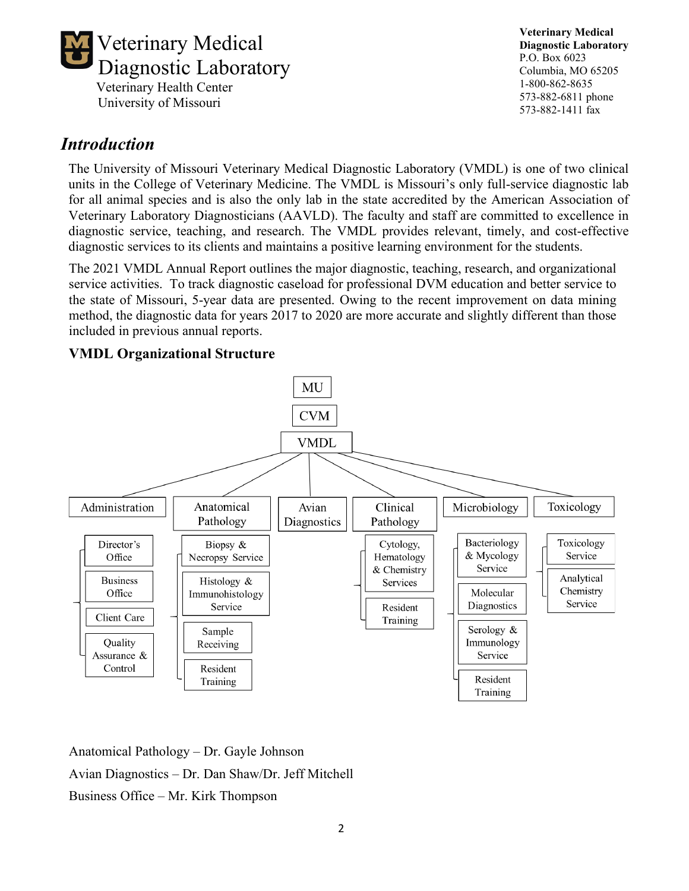# Veterinary Medical Diagnostic Laboratory

Veterinary Health Center
University of Missouri

**Veterinary Medical Diagnostic Laboratory**
P.O. Box 6023
Columbia, MO 65205
1-800-862-8635
573-882-6811 phone
573-882-1411 fax

## *Introduction*

The University of Missouri Veterinary Medical Diagnostic Laboratory (VMDL) is one of two clinical units in the College of Veterinary Medicine. The VMDL is Missouri's only full-service diagnostic lab for all animal species and is also the only lab in the state accredited by the American Association of Veterinary Laboratory Diagnosticians (AAVLD). The faculty and staff are committed to excellence in diagnostic service, teaching, and research. The VMDL provides relevant, timely, and cost-effective diagnostic services to its clients and maintains a positive learning environment for the students.

The 2021 VMDL Annual Report outlines the major diagnostic, teaching, research, and organizational service activities. To track diagnostic caseload for professional DVM education and better service to the state of Missouri, 5-year data are presented. Owing to the recent improvement on data mining method, the diagnostic data for years 2017 to 2020 are more accurate and slightly different than those included in previous annual reports.

### VMDL Organizational Structure

- MU
  - CVM
    - VMDL
      - Administration
        - Director's Office
        - Business Office
        - Client Care
        - Quality Assurance & Control
      - Anatomical Pathology
        - Biopsy & Necropsy Service
        - Histology & Immunohistology Service
        - Sample Receiving
        - Resident Training
      - Avian Diagnostics
      - Clinical Pathology
        - Cytology, Hematology & Chemistry Services
        - Resident Training
      - Microbiology
        - Bacteriology & Mycology Service
        - Molecular Diagnostics
        - Serology & Immunology Service
        - Resident Training
      - Toxicology
        - Toxicology Service
        - Analytical Chemistry Service

Anatomical Pathology – Dr. Gayle Johnson

Avian Diagnostics – Dr. Dan Shaw/Dr. Jeff Mitchell

Business Office – Mr. Kirk Thompson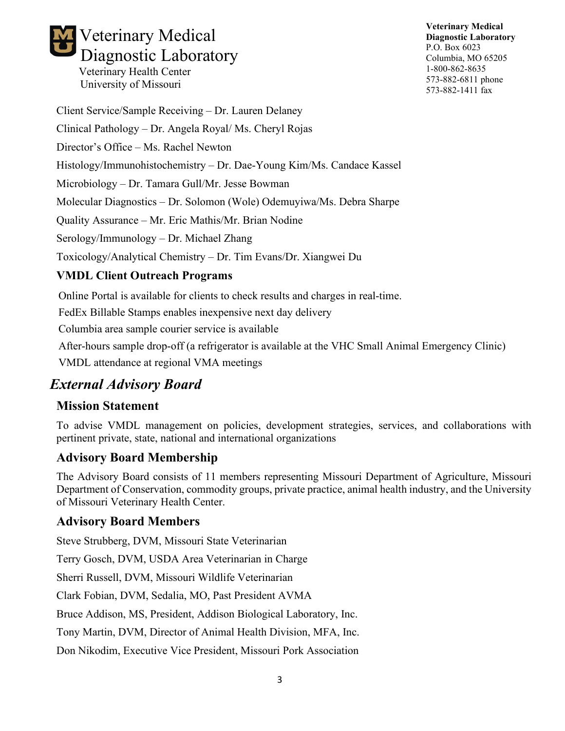# Veterinary Medical Diagnostic Laboratory

Veterinary Health Center
University of Missouri

**Veterinary Medical Diagnostic Laboratory**
P.O. Box 6023
Columbia, MO 65205
1-800-862-8635
573-882-6811 phone
573-882-1411 fax

Client Service/Sample Receiving – Dr. Lauren Delaney

Clinical Pathology – Dr. Angela Royal/ Ms. Cheryl Rojas

Director's Office – Ms. Rachel Newton

Histology/Immunohistochemistry – Dr. Dae-Young Kim/Ms. Candace Kassel

Microbiology – Dr. Tamara Gull/Mr. Jesse Bowman

Molecular Diagnostics – Dr. Solomon (Wole) Odemuyiwa/Ms. Debra Sharpe

Quality Assurance – Mr. Eric Mathis/Mr. Brian Nodine

Serology/Immunology – Dr. Michael Zhang

Toxicology/Analytical Chemistry – Dr. Tim Evans/Dr. Xiangwei Du

### VMDL Client Outreach Programs

Online Portal is available for clients to check results and charges in real-time.

FedEx Billable Stamps enables inexpensive next day delivery

Columbia area sample courier service is available

After-hours sample drop-off (a refrigerator is available at the VHC Small Animal Emergency Clinic)

VMDL attendance at regional VMA meetings

## *External Advisory Board*

### Mission Statement

To advise VMDL management on policies, development strategies, services, and collaborations with pertinent private, state, national and international organizations

### Advisory Board Membership

The Advisory Board consists of 11 members representing Missouri Department of Agriculture, Missouri Department of Conservation, commodity groups, private practice, animal health industry, and the University of Missouri Veterinary Health Center.

### Advisory Board Members

Steve Strubberg, DVM, Missouri State Veterinarian

Terry Gosch, DVM, USDA Area Veterinarian in Charge

Sherri Russell, DVM, Missouri Wildlife Veterinarian

Clark Fobian, DVM, Sedalia, MO, Past President AVMA

Bruce Addison, MS, President, Addison Biological Laboratory, Inc.

Tony Martin, DVM, Director of Animal Health Division, MFA, Inc.

Don Nikodim, Executive Vice President, Missouri Pork Association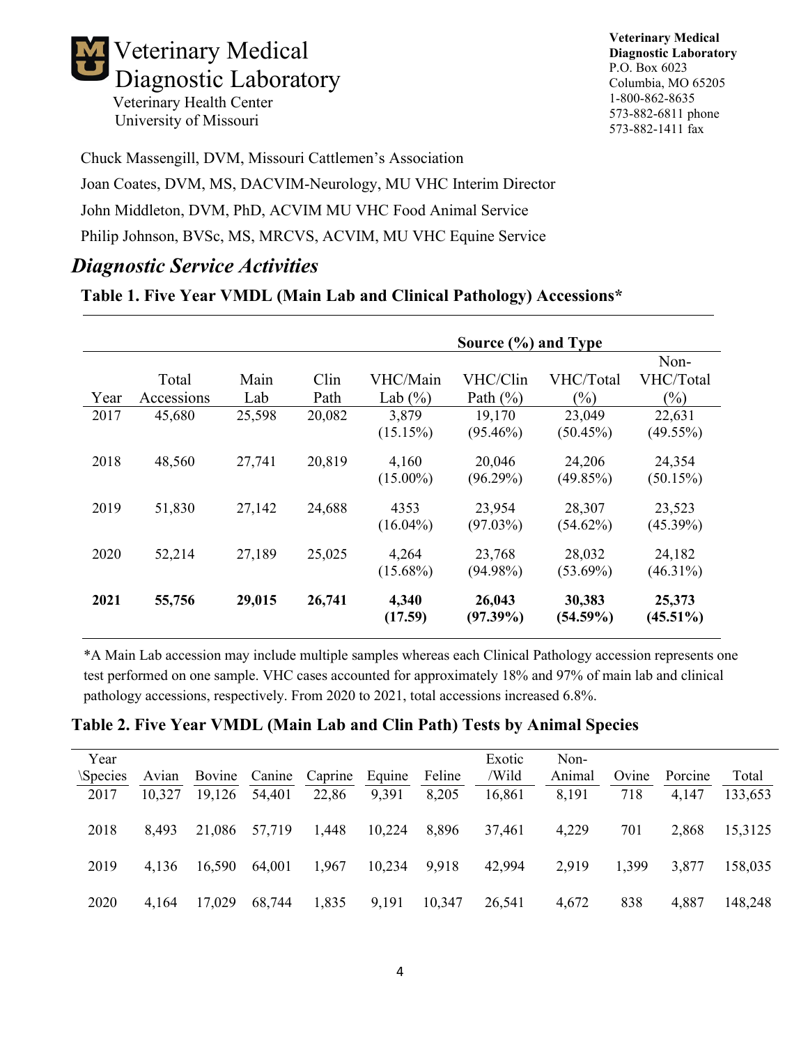Chuck Massengill, DVM, Missouri Cattlemen's Association

Joan Coates, DVM, MS, DACVIM-Neurology, MU VHC Interim Director

John Middleton, DVM, PhD, ACVIM MU VHC Food Animal Service

Philip Johnson, BVSc, MS, MRCVS, ACVIM, MU VHC Equine Service

## *Diagnostic Service Activities*

**Table 1. Five Year VMDL (Main Lab and Clinical Pathology) Accessions***

| | | | | Source (%) and Type | | | |
|---|---|---|---|---|---|---|---|
| Year | Total Accessions | Main Lab | Clin Path | VHC/Main Lab (%) | VHC/Clin Path (%) | VHC/Total (%) | Non-VHC/Total (%) |
| 2017 | 45,680 | 25,598 | 20,082 | 3,879 (15.15%) | 19,170 (95.46%) | 23,049 (50.45%) | 22,631 (49.55%) |
| 2018 | 48,560 | 27,741 | 20,819 | 4,160 (15.00%) | 20,046 (96.29%) | 24,206 (49.85%) | 24,354 (50.15%) |
| 2019 | 51,830 | 27,142 | 24,688 | 4353 (16.04%) | 23,954 (97.03%) | 28,307 (54.62%) | 23,523 (45.39%) |
| 2020 | 52,214 | 27,189 | 25,025 | 4,264 (15.68%) | 23,768 (94.98%) | 28,032 (53.69%) | 24,182 (46.31%) |
| **2021** | **55,756** | **29,015** | **26,741** | **4,340 (17.59)** | **26,043 (97.39%)** | **30,383 (54.59%)** | **25,373 (45.51%)** |

*A Main Lab accession may include multiple samples whereas each Clinical Pathology accession represents one test performed on one sample. VHC cases accounted for approximately 18% and 97% of main lab and clinical pathology accessions, respectively. From 2020 to 2021, total accessions increased 6.8%.

**Table 2. Five Year VMDL (Main Lab and Clin Path) Tests by Animal Species**

| Year \Species | Avian | Bovine | Canine | Caprine | Equine | Feline | Exotic /Wild | Non-Animal | Ovine | Porcine | Total |
|---|---|---|---|---|---|---|---|---|---|---|---|
| 2017 | 10,327 | 19,126 | 54,401 | 22,86 | 9,391 | 8,205 | 16,861 | 8,191 | 718 | 4,147 | 133,653 |
| 2018 | 8,493 | 21,086 | 57,719 | 1,448 | 10,224 | 8,896 | 37,461 | 4,229 | 701 | 2,868 | 15,3125 |
| 2019 | 4,136 | 16,590 | 64,001 | 1,967 | 10,234 | 9,918 | 42,994 | 2,919 | 1,399 | 3,877 | 158,035 |
| 2020 | 4,164 | 17,029 | 68,744 | 1,835 | 9,191 | 10,347 | 26,541 | 4,672 | 838 | 4,887 | 148,248 |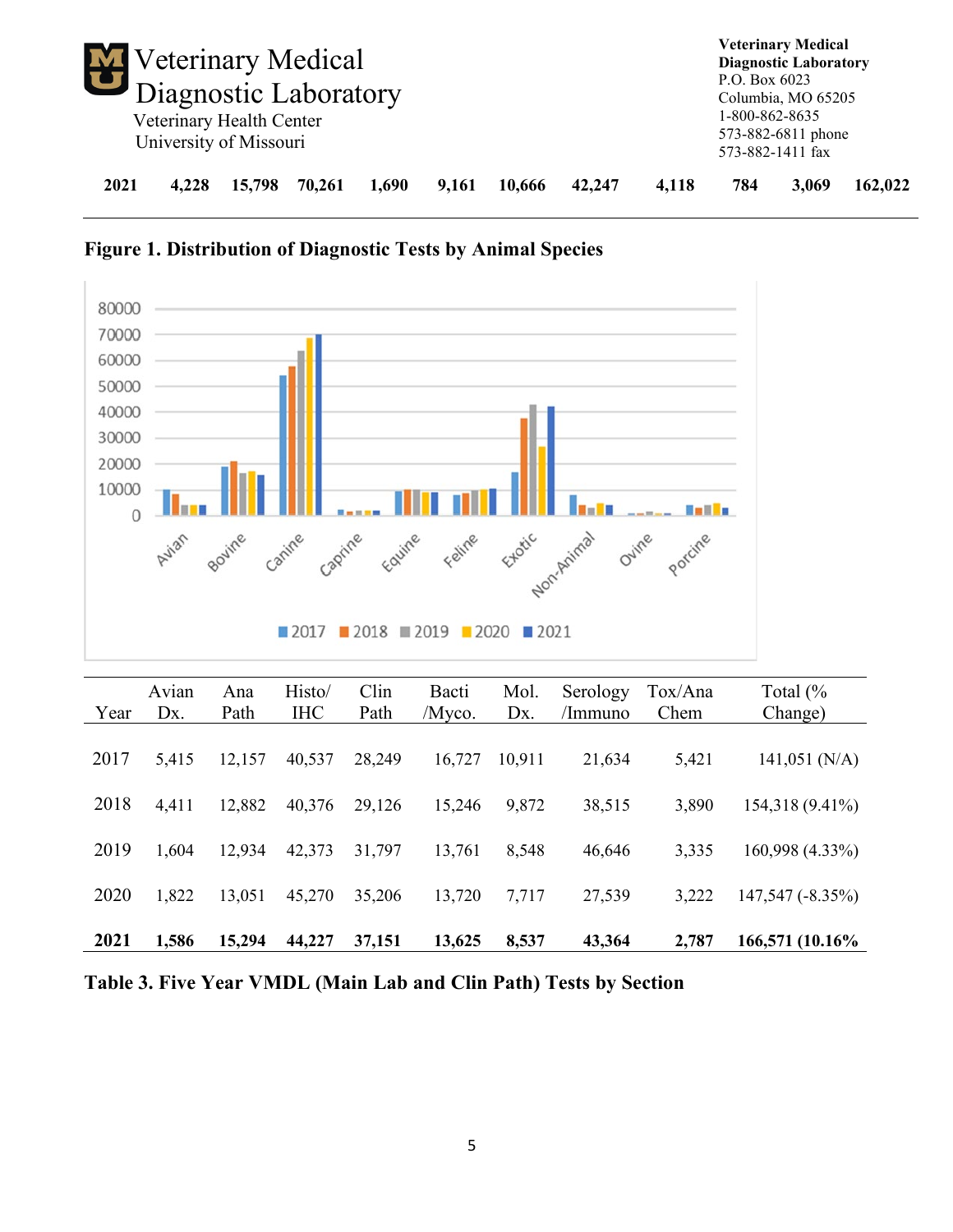| 2021 | 4,228 | 15,798 | 70,261 | 1,690 | 9,161 | 10,666 | 42,247 | 4,118 | 784 | 3,069 | 162,022 |
|---|---|---|---|---|---|---|---|---|---|---|---|

**Figure 1. Distribution of Diagnostic Tests by Animal Species**

| Year | Avian Dx. | Ana Path | Histo/ IHC | Clin Path | Bacti /Myco. | Mol. Dx. | Serology /Immuno | Tox/Ana Chem | Total (% Change) |
|---|---|---|---|---|---|---|---|---|---|
| 2017 | 5,415 | 12,157 | 40,537 | 28,249 | 16,727 | 10,911 | 21,634 | 5,421 | 141,051 (N/A) |
| 2018 | 4,411 | 12,882 | 40,376 | 29,126 | 15,246 | 9,872 | 38,515 | 3,890 | 154,318 (9.41%) |
| 2019 | 1,604 | 12,934 | 42,373 | 31,797 | 13,761 | 8,548 | 46,646 | 3,335 | 160,998 (4.33%) |
| 2020 | 1,822 | 13,051 | 45,270 | 35,206 | 13,720 | 7,717 | 27,539 | 3,222 | 147,547 (-8.35%) |
| **2021** | **1,586** | **15,294** | **44,227** | **37,151** | **13,625** | **8,537** | **43,364** | **2,787** | **166,571 (10.16%** |

**Table 3. Five Year VMDL (Main Lab and Clin Path) Tests by Section**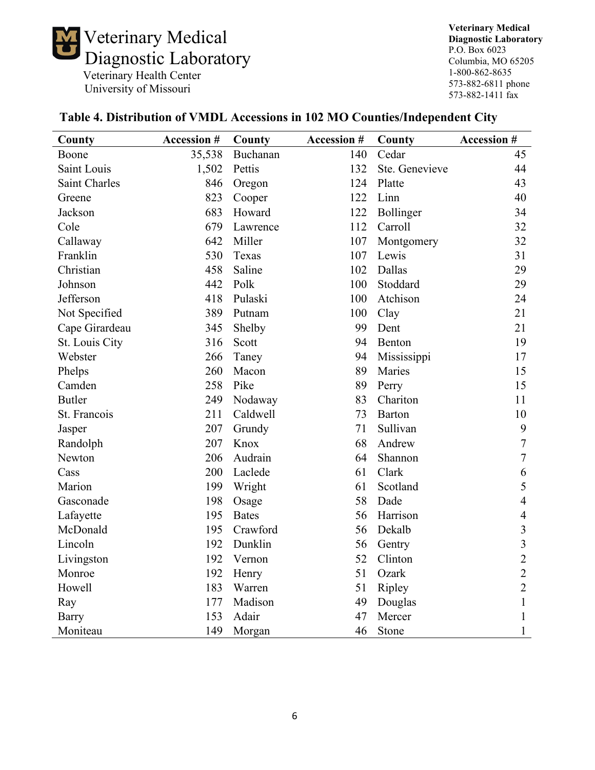Veterinary Medical Diagnostic Laboratory
Veterinary Health Center
University of Missouri

**Veterinary Medical Diagnostic Laboratory**
P.O. Box 6023
Columbia, MO 65205
1-800-862-8635
573-882-6811 phone
573-882-1411 fax

## Table 4. Distribution of VMDL Accessions in 102 MO Counties/Independent City

| County | Accession # | County | Accession # | County | Accession # |
|---|---|---|---|---|---|
| Boone | 35,538 | Buchanan | 140 | Cedar | 45 |
| Saint Louis | 1,502 | Pettis | 132 | Ste. Genevieve | 44 |
| Saint Charles | 846 | Oregon | 124 | Platte | 43 |
| Greene | 823 | Cooper | 122 | Linn | 40 |
| Jackson | 683 | Howard | 122 | Bollinger | 34 |
| Cole | 679 | Lawrence | 112 | Carroll | 32 |
| Callaway | 642 | Miller | 107 | Montgomery | 32 |
| Franklin | 530 | Texas | 107 | Lewis | 31 |
| Christian | 458 | Saline | 102 | Dallas | 29 |
| Johnson | 442 | Polk | 100 | Stoddard | 29 |
| Jefferson | 418 | Pulaski | 100 | Atchison | 24 |
| Not Specified | 389 | Putnam | 100 | Clay | 21 |
| Cape Girardeau | 345 | Shelby | 99 | Dent | 21 |
| St. Louis City | 316 | Scott | 94 | Benton | 19 |
| Webster | 266 | Taney | 94 | Mississippi | 17 |
| Phelps | 260 | Macon | 89 | Maries | 15 |
| Camden | 258 | Pike | 89 | Perry | 15 |
| Butler | 249 | Nodaway | 83 | Chariton | 11 |
| St. Francois | 211 | Caldwell | 73 | Barton | 10 |
| Jasper | 207 | Grundy | 71 | Sullivan | 9 |
| Randolph | 207 | Knox | 68 | Andrew | 7 |
| Newton | 206 | Audrain | 64 | Shannon | 7 |
| Cass | 200 | Laclede | 61 | Clark | 6 |
| Marion | 199 | Wright | 61 | Scotland | 5 |
| Gasconade | 198 | Osage | 58 | Dade | 4 |
| Lafayette | 195 | Bates | 56 | Harrison | 4 |
| McDonald | 195 | Crawford | 56 | Dekalb | 3 |
| Lincoln | 192 | Dunklin | 56 | Gentry | 3 |
| Livingston | 192 | Vernon | 52 | Clinton | 2 |
| Monroe | 192 | Henry | 51 | Ozark | 2 |
| Howell | 183 | Warren | 51 | Ripley | 2 |
| Ray | 177 | Madison | 49 | Douglas | 1 |
| Barry | 153 | Adair | 47 | Mercer | 1 |
| Moniteau | 149 | Morgan | 46 | Stone | 1 |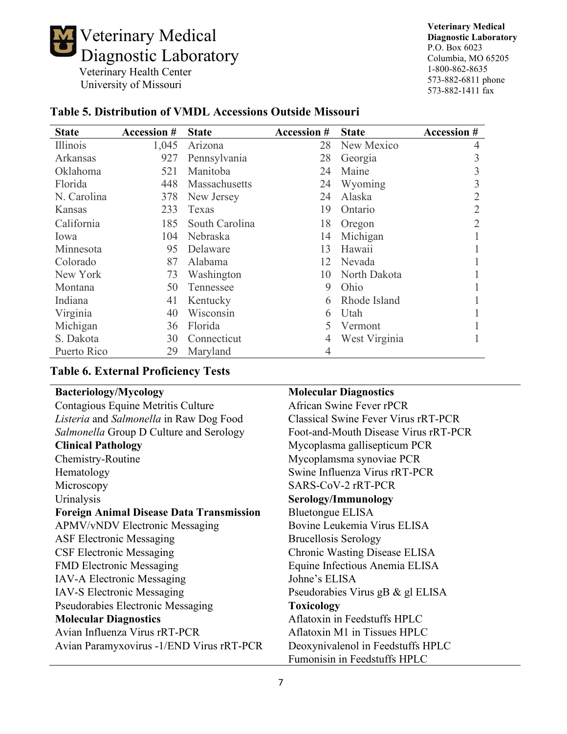Veterinary Medical Diagnostic Laboratory
Veterinary Health Center
University of Missouri

**Veterinary Medical Diagnostic Laboratory**
P.O. Box 6023
Columbia, MO 65205
1-800-862-8635
573-882-6811 phone
573-882-1411 fax

### Table 5. Distribution of VMDL Accessions Outside Missouri

| State | Accession # | State | Accession # | State | Accession # |
|---|---|---|---|---|---|
| Illinois | 1,045 | Arizona | 28 | New Mexico | 4 |
| Arkansas | 927 | Pennsylvania | 28 | Georgia | 3 |
| Oklahoma | 521 | Manitoba | 24 | Maine | 3 |
| Florida | 448 | Massachusetts | 24 | Wyoming | 3 |
| N. Carolina | 378 | New Jersey | 24 | Alaska | 2 |
| Kansas | 233 | Texas | 19 | Ontario | 2 |
| California | 185 | South Carolina | 18 | Oregon | 2 |
| Iowa | 104 | Nebraska | 14 | Michigan | 1 |
| Minnesota | 95 | Delaware | 13 | Hawaii | 1 |
| Colorado | 87 | Alabama | 12 | Nevada | 1 |
| New York | 73 | Washington | 10 | North Dakota | 1 |
| Montana | 50 | Tennessee | 9 | Ohio | 1 |
| Indiana | 41 | Kentucky | 6 | Rhode Island | 1 |
| Virginia | 40 | Wisconsin | 6 | Utah | 1 |
| Michigan | 36 | Florida | 5 | Vermont | 1 |
| S. Dakota | 30 | Connecticut | 4 | West Virginia | 1 |
| Puerto Rico | 29 | Maryland | 4 | | |

### Table 6. External Proficiency Tests

**Bacteriology/Mycology**
Contagious Equine Metritis Culture
*Listeria* and *Salmonella* in Raw Dog Food
*Salmonella* Group D Culture and Serology

**Clinical Pathology**
Chemistry-Routine
Hematology
Microscopy
Urinalysis

**Foreign Animal Disease Data Transmission**
APMV/vNDV Electronic Messaging
ASF Electronic Messaging
CSF Electronic Messaging
FMD Electronic Messaging
IAV-A Electronic Messaging
IAV-S Electronic Messaging
Pseudorabies Electronic Messaging

**Molecular Diagnostics**
Avian Influenza Virus rRT-PCR
Avian Paramyxovirus -1/END Virus rRT-PCR

**Molecular Diagnostics**
African Swine Fever rPCR
Classical Swine Fever Virus rRT-PCR
Foot-and-Mouth Disease Virus rRT-PCR
Mycoplasma gallisepticum PCR
Mycoplamsma synoviae PCR
Swine Influenza Virus rRT-PCR
SARS-CoV-2 rRT-PCR

**Serology/Immunology**
Bluetongue ELISA
Bovine Leukemia Virus ELISA
Brucellosis Serology
Chronic Wasting Disease ELISA
Equine Infectious Anemia ELISA
Johne's ELISA
Pseudorabies Virus gB & gl ELISA

**Toxicology**
Aflatoxin in Feedstuffs HPLC
Aflatoxin M1 in Tissues HPLC
Deoxynivalenol in Feedstuffs HPLC
Fumonisin in Feedstuffs HPLC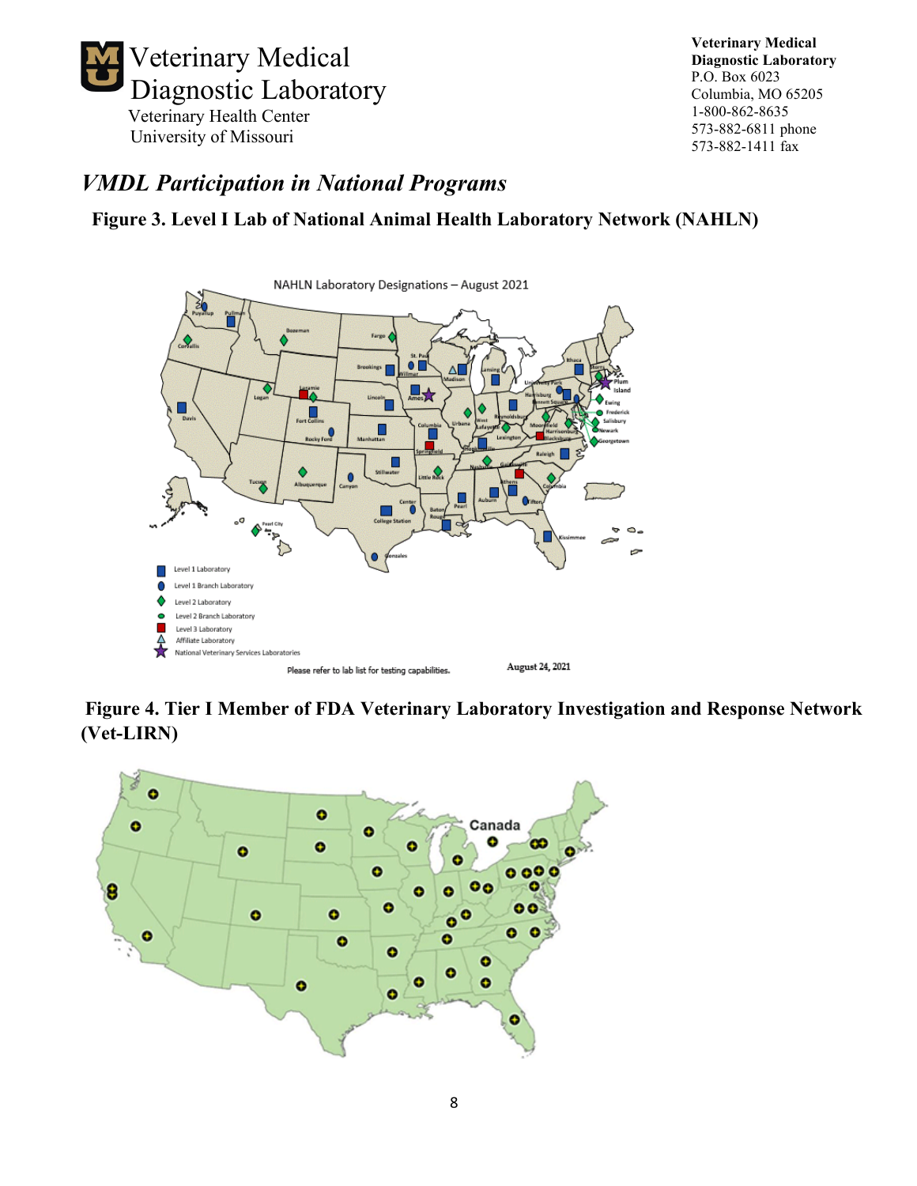# Veterinary Medical Diagnostic Laboratory

Veterinary Health Center
University of Missouri

**Veterinary Medical Diagnostic Laboratory**
P.O. Box 6023
Columbia, MO 65205
1-800-862-8635
573-882-6811 phone
573-882-1411 fax

## *VMDL Participation in National Programs*

**Figure 3. Level I Lab of National Animal Health Laboratory Network (NAHLN)**

**Figure 4. Tier I Member of FDA Veterinary Laboratory Investigation and Response Network (Vet-LIRN)**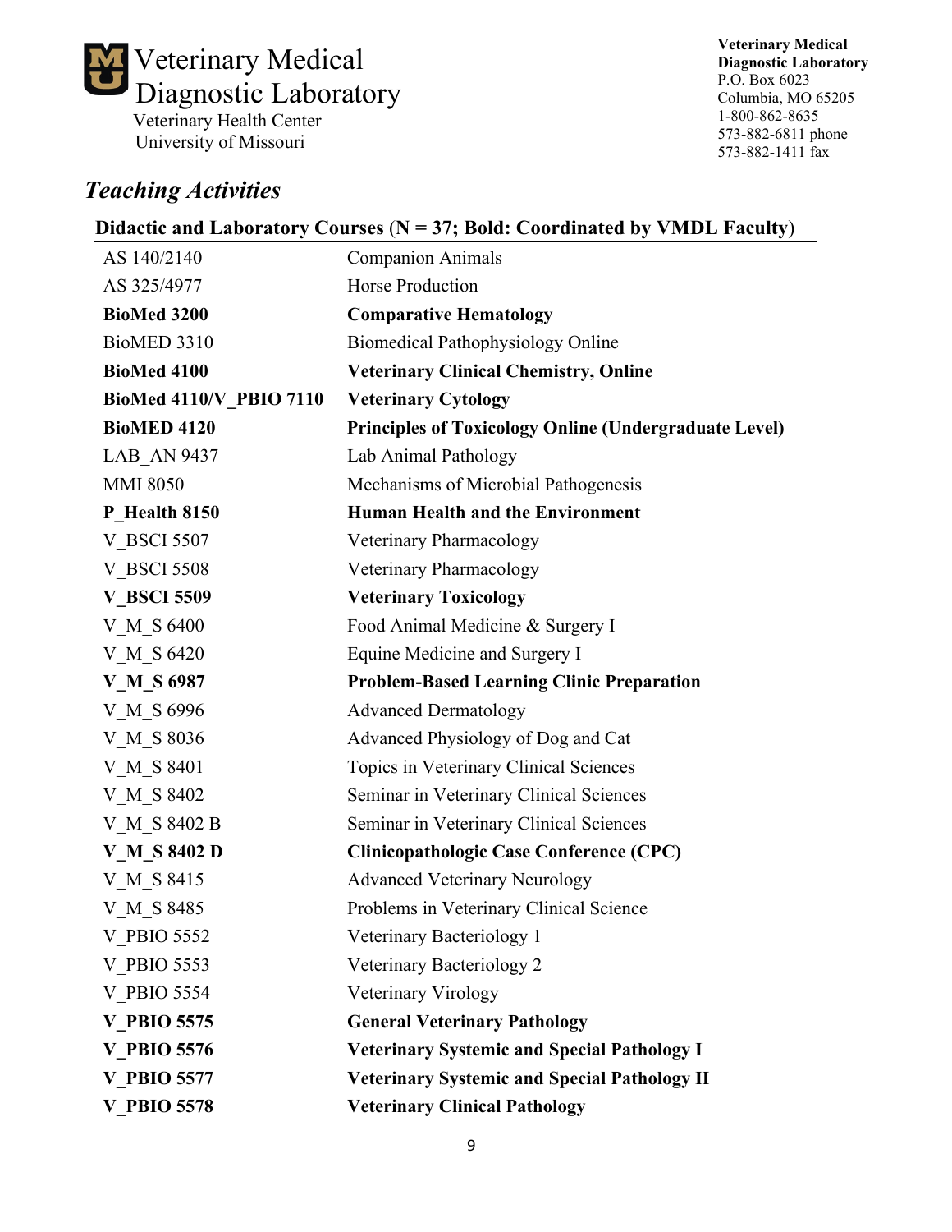Veterinary Medical Diagnostic Laboratory
Veterinary Health Center
University of Missouri

**Veterinary Medical Diagnostic Laboratory**
P.O. Box 6023
Columbia, MO 65205
1-800-862-8635
573-882-6811 phone
573-882-1411 fax

## *Teaching Activities*

**Didactic and Laboratory Courses** (**N = 37; Bold: Coordinated by VMDL Faculty**)

| | |
|---|---|
| AS 140/2140 | Companion Animals |
| AS 325/4977 | Horse Production |
| **BioMed 3200** | **Comparative Hematology** |
| BioMED 3310 | Biomedical Pathophysiology Online |
| **BioMed 4100** | **Veterinary Clinical Chemistry, Online** |
| **BioMed 4110/V_PBIO 7110** | **Veterinary Cytology** |
| **BioMED 4120** | **Principles of Toxicology Online (Undergraduate Level)** |
| LAB_AN 9437 | Lab Animal Pathology |
| MMI 8050 | Mechanisms of Microbial Pathogenesis |
| **P_Health 8150** | **Human Health and the Environment** |
| V_BSCI 5507 | Veterinary Pharmacology |
| V_BSCI 5508 | Veterinary Pharmacology |
| **V_BSCI 5509** | **Veterinary Toxicology** |
| V_M_S 6400 | Food Animal Medicine & Surgery I |
| V_M_S 6420 | Equine Medicine and Surgery I |
| **V_M_S 6987** | **Problem-Based Learning Clinic Preparation** |
| V_M_S 6996 | Advanced Dermatology |
| V_M_S 8036 | Advanced Physiology of Dog and Cat |
| V_M_S 8401 | Topics in Veterinary Clinical Sciences |
| V_M_S 8402 | Seminar in Veterinary Clinical Sciences |
| V_M_S 8402 B | Seminar in Veterinary Clinical Sciences |
| **V_M_S 8402 D** | **Clinicopathologic Case Conference (CPC)** |
| V_M_S 8415 | Advanced Veterinary Neurology |
| V_M_S 8485 | Problems in Veterinary Clinical Science |
| V_PBIO 5552 | Veterinary Bacteriology 1 |
| V_PBIO 5553 | Veterinary Bacteriology 2 |
| V_PBIO 5554 | Veterinary Virology |
| **V_PBIO 5575** | **General Veterinary Pathology** |
| **V_PBIO 5576** | **Veterinary Systemic and Special Pathology I** |
| **V_PBIO 5577** | **Veterinary Systemic and Special Pathology II** |
| **V_PBIO 5578** | **Veterinary Clinical Pathology** |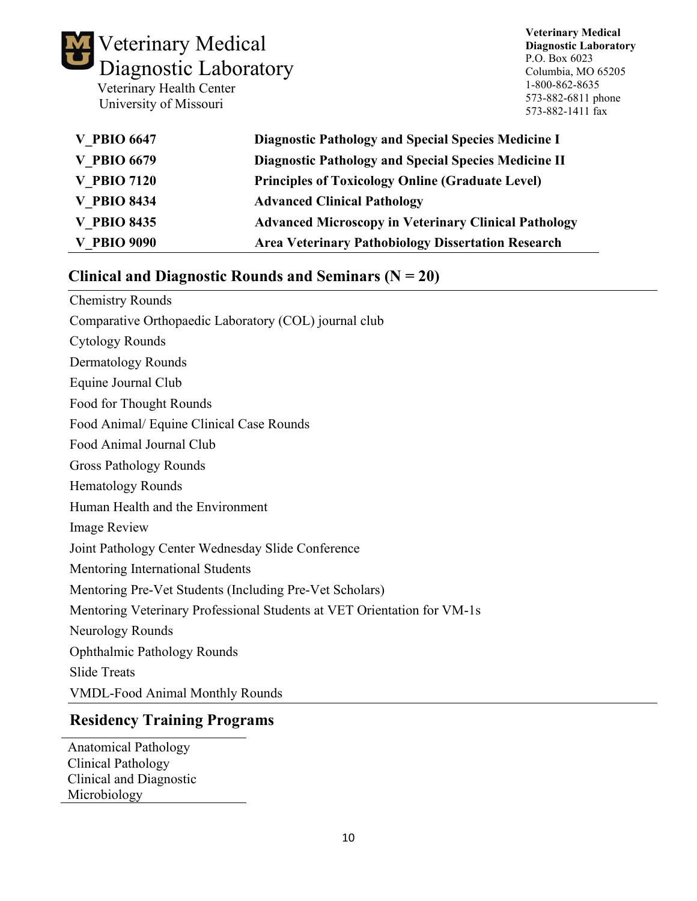Veterinary Medical Diagnostic Laboratory
Veterinary Health Center
University of Missouri

**Veterinary Medical Diagnostic Laboratory**
P.O. Box 6023
Columbia, MO 65205
1-800-862-8635
573-882-6811 phone
573-882-1411 fax

| | |
|---|---|
| **V_PBIO 6647** | **Diagnostic Pathology and Special Species Medicine I** |
| **V_PBIO 6679** | **Diagnostic Pathology and Special Species Medicine II** |
| **V_PBIO 7120** | **Principles of Toxicology Online (Graduate Level)** |
| **V_PBIO 8434** | **Advanced Clinical Pathology** |
| **V_PBIO 8435** | **Advanced Microscopy in Veterinary Clinical Pathology** |
| **V_PBIO 9090** | **Area Veterinary Pathobiology Dissertation Research** |

## Clinical and Diagnostic Rounds and Seminars (N = 20)

Chemistry Rounds
Comparative Orthopaedic Laboratory (COL) journal club
Cytology Rounds
Dermatology Rounds
Equine Journal Club
Food for Thought Rounds
Food Animal/ Equine Clinical Case Rounds
Food Animal Journal Club
Gross Pathology Rounds
Hematology Rounds
Human Health and the Environment
Image Review
Joint Pathology Center Wednesday Slide Conference
Mentoring International Students
Mentoring Pre-Vet Students (Including Pre-Vet Scholars)
Mentoring Veterinary Professional Students at VET Orientation for VM-1s
Neurology Rounds
Ophthalmic Pathology Rounds
Slide Treats
VMDL-Food Animal Monthly Rounds

## Residency Training Programs

Anatomical Pathology
Clinical Pathology
Clinical and Diagnostic Microbiology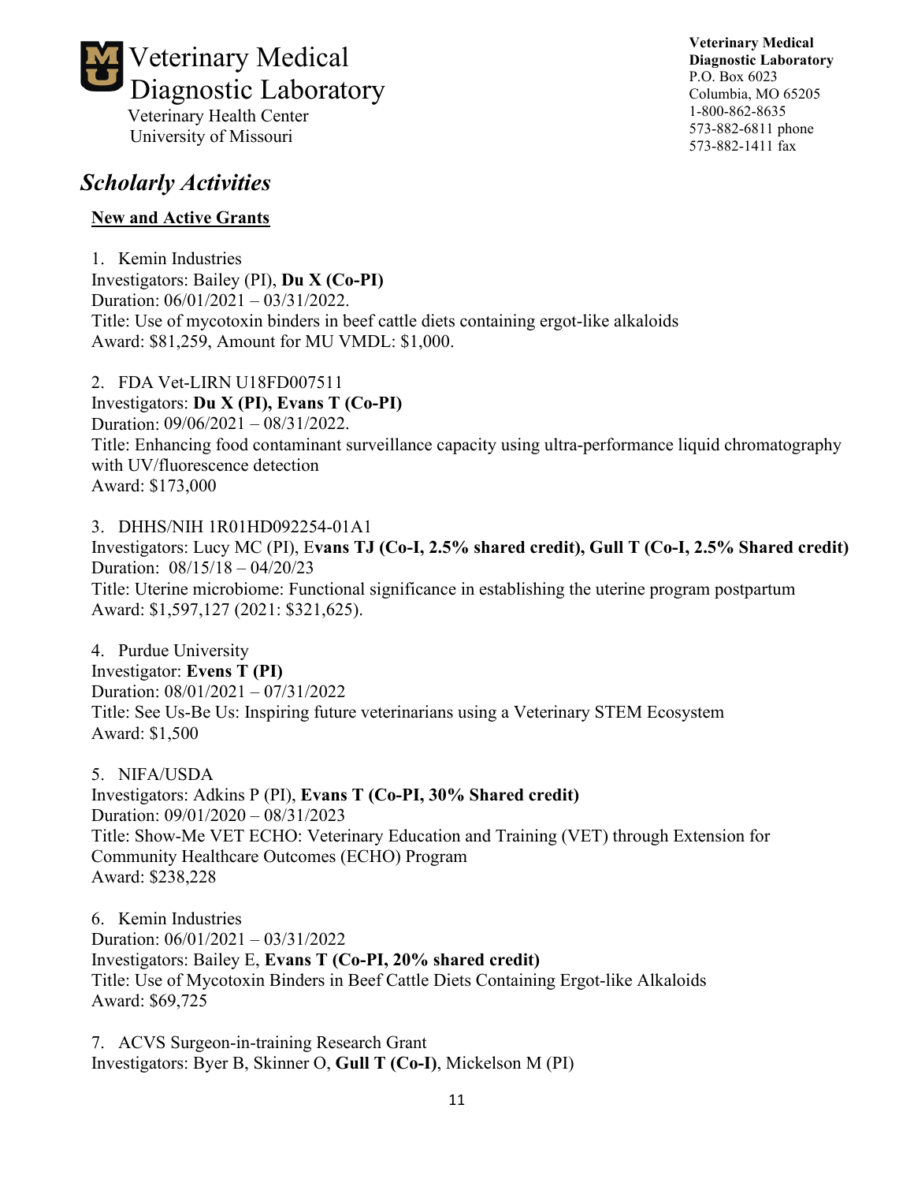Veterinary Medical Diagnostic Laboratory
Veterinary Health Center
University of Missouri

**Veterinary Medical Diagnostic Laboratory**
P.O. Box 6023
Columbia, MO 65205
1-800-862-8635
573-882-6811 phone
573-882-1411 fax

## *Scholarly Activities*

### New and Active Grants

1. Kemin Industries
Investigators: Bailey (PI), **Du X (Co-PI)**
Duration: 06/01/2021 – 03/31/2022.
Title: Use of mycotoxin binders in beef cattle diets containing ergot-like alkaloids
Award: $81,259, Amount for MU VMDL: $1,000.

2. FDA Vet-LIRN U18FD007511
Investigators: **Du X (PI), Evans T (Co-PI)**
Duration: 09/06/2021 – 08/31/2022.
Title: Enhancing food contaminant surveillance capacity using ultra-performance liquid chromatography with UV/fluorescence detection
Award: $173,000

3. DHHS/NIH 1R01HD092254-01A1
Investigators: Lucy MC (PI), E**vans TJ (Co-I, 2.5% shared credit), Gull T (Co-I, 2.5% Shared credit)**
Duration: 08/15/18 – 04/20/23
Title: Uterine microbiome: Functional significance in establishing the uterine program postpartum
Award: $1,597,127 (2021: $321,625).

4. Purdue University
Investigator: **Evens T (PI)**
Duration: 08/01/2021 – 07/31/2022
Title: See Us-Be Us: Inspiring future veterinarians using a Veterinary STEM Ecosystem
Award: $1,500

5. NIFA/USDA
Investigators: Adkins P (PI), **Evans T (Co-PI, 30% Shared credit)**
Duration: 09/01/2020 – 08/31/2023
Title: Show-Me VET ECHO: Veterinary Education and Training (VET) through Extension for Community Healthcare Outcomes (ECHO) Program
Award: $238,228

6. Kemin Industries
Duration: 06/01/2021 – 03/31/2022
Investigators: Bailey E, **Evans T (Co-PI, 20% shared credit)**
Title: Use of Mycotoxin Binders in Beef Cattle Diets Containing Ergot-like Alkaloids
Award: $69,725

7. ACVS Surgeon-in-training Research Grant
Investigators: Byer B, Skinner O, **Gull T (Co-I)**, Mickelson M (PI)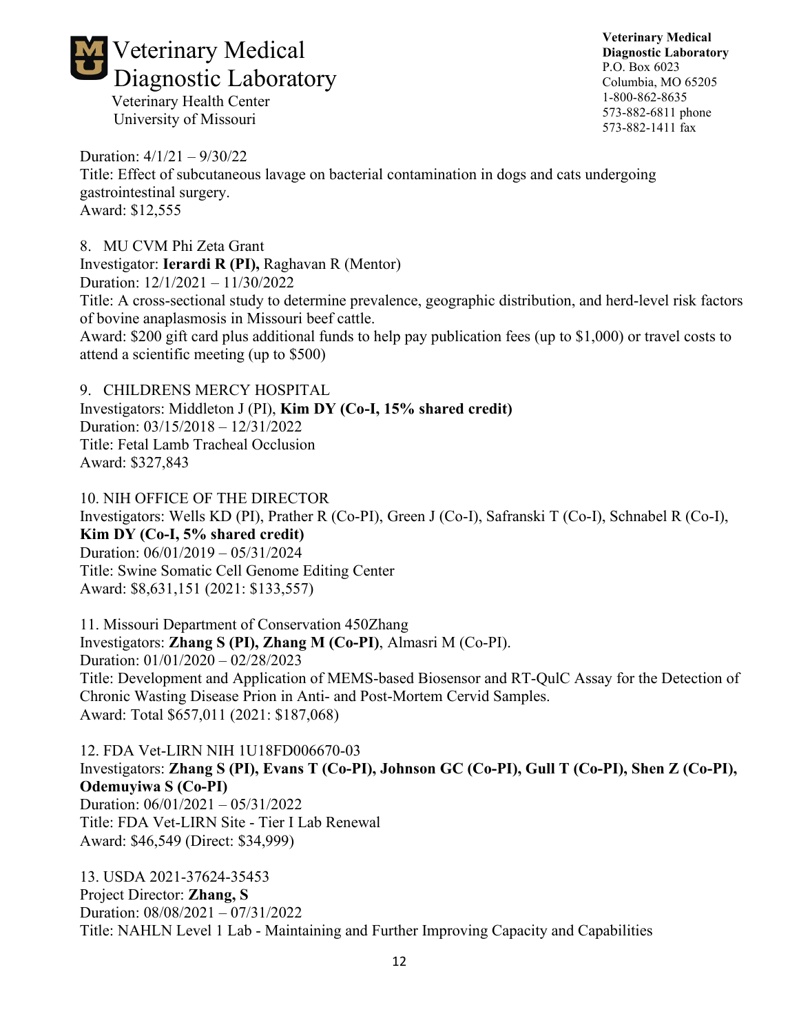Duration: 4/1/21 – 9/30/22
Title: Effect of subcutaneous lavage on bacterial contamination in dogs and cats undergoing gastrointestinal surgery.
Award: $12,555

8. MU CVM Phi Zeta Grant
Investigator: **Ierardi R (PI),** Raghavan R (Mentor)
Duration: 12/1/2021 – 11/30/2022
Title: A cross-sectional study to determine prevalence, geographic distribution, and herd-level risk factors of bovine anaplasmosis in Missouri beef cattle.
Award: $200 gift card plus additional funds to help pay publication fees (up to $1,000) or travel costs to attend a scientific meeting (up to $500)

9. CHILDRENS MERCY HOSPITAL
Investigators: Middleton J (PI), **Kim DY (Co-I, 15% shared credit)**
Duration: 03/15/2018 – 12/31/2022
Title: Fetal Lamb Tracheal Occlusion
Award: $327,843

10. NIH OFFICE OF THE DIRECTOR
Investigators: Wells KD (PI), Prather R (Co-PI), Green J (Co-I), Safranski T (Co-I), Schnabel R (Co-I), **Kim DY (Co-I, 5% shared credit)**
Duration: 06/01/2019 – 05/31/2024
Title: Swine Somatic Cell Genome Editing Center
Award: $8,631,151 (2021: $133,557)

11. Missouri Department of Conservation 450Zhang
Investigators: **Zhang S (PI), Zhang M (Co-PI)**, Almasri M (Co-PI).
Duration: 01/01/2020 – 02/28/2023
Title: Development and Application of MEMS-based Biosensor and RT-QuIC Assay for the Detection of Chronic Wasting Disease Prion in Anti- and Post-Mortem Cervid Samples.
Award: Total $657,011 (2021: $187,068)

12. FDA Vet-LIRN NIH 1U18FD006670-03
Investigators: **Zhang S (PI), Evans T (Co-PI), Johnson GC (Co-PI), Gull T (Co-PI), Shen Z (Co-PI), Odemuyiwa S (Co-PI)**
Duration: 06/01/2021 – 05/31/2022
Title: FDA Vet-LIRN Site - Tier I Lab Renewal
Award: $46,549 (Direct: $34,999)

13. USDA 2021-37624-35453
Project Director: **Zhang, S**
Duration: 08/08/2021 – 07/31/2022
Title: NAHLN Level 1 Lab - Maintaining and Further Improving Capacity and Capabilities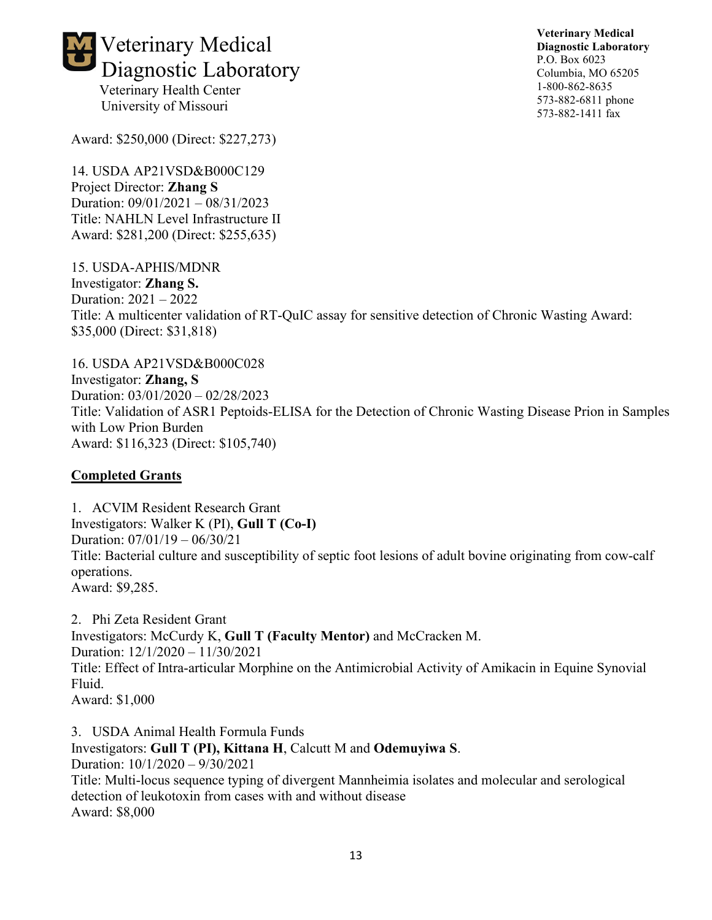Award: $250,000 (Direct: $227,273)

14. USDA AP21VSD&B000C129
Project Director: **Zhang S**
Duration: 09/01/2021 – 08/31/2023
Title: NAHLN Level Infrastructure II
Award: $281,200 (Direct: $255,635)

15. USDA-APHIS/MDNR
Investigator: **Zhang S.**
Duration: 2021 – 2022
Title: A multicenter validation of RT-QuIC assay for sensitive detection of Chronic Wasting Award: $35,000 (Direct: $31,818)

16. USDA AP21VSD&B000C028
Investigator: **Zhang, S**
Duration: 03/01/2020 – 02/28/2023
Title: Validation of ASR1 Peptoids-ELISA for the Detection of Chronic Wasting Disease Prion in Samples with Low Prion Burden
Award: $116,323 (Direct: $105,740)

**Completed Grants**

1. ACVIM Resident Research Grant
Investigators: Walker K (PI), **Gull T (Co-I)**
Duration: 07/01/19 – 06/30/21
Title: Bacterial culture and susceptibility of septic foot lesions of adult bovine originating from cow-calf operations.
Award: $9,285.

2. Phi Zeta Resident Grant
Investigators: McCurdy K, **Gull T (Faculty Mentor)** and McCracken M.
Duration: 12/1/2020 – 11/30/2021
Title: Effect of Intra-articular Morphine on the Antimicrobial Activity of Amikacin in Equine Synovial Fluid.
Award: $1,000

3. USDA Animal Health Formula Funds
Investigators: **Gull T (PI), Kittana H**, Calcutt M and **Odemuyiwa S**.
Duration: 10/1/2020 – 9/30/2021
Title: Multi-locus sequence typing of divergent Mannheimia isolates and molecular and serological detection of leukotoxin from cases with and without disease
Award: $8,000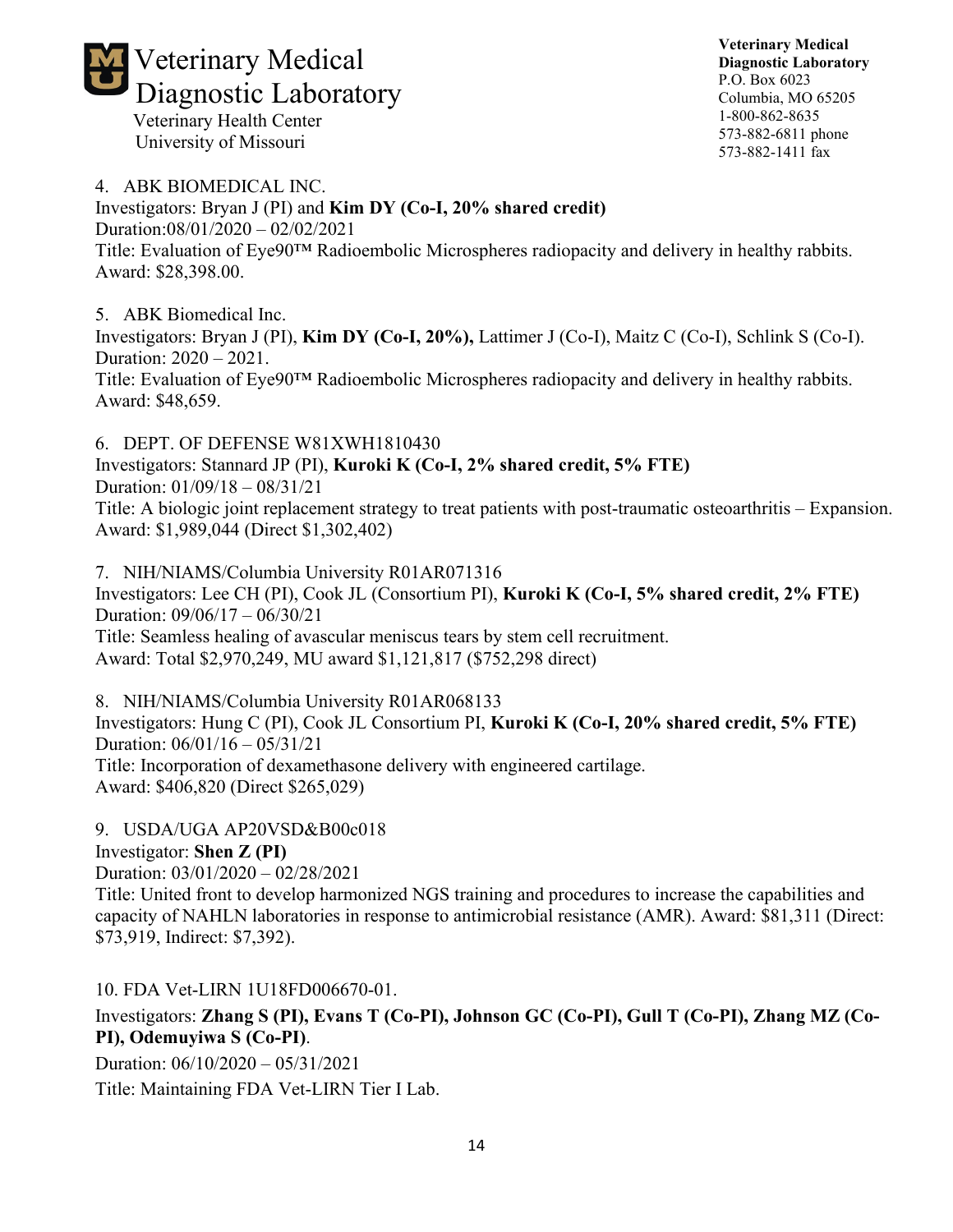4. ABK BIOMEDICAL INC.
Investigators: Bryan J (PI) and **Kim DY (Co-I, 20% shared credit)**
Duration:08/01/2020 – 02/02/2021
Title: Evaluation of Eye90™ Radioembolic Microspheres radiopacity and delivery in healthy rabbits.
Award: $28,398.00.

5. ABK Biomedical Inc.
Investigators: Bryan J (PI), **Kim DY (Co-I, 20%),** Lattimer J (Co-I), Maitz C (Co-I), Schlink S (Co-I).
Duration: 2020 – 2021.
Title: Evaluation of Eye90™ Radioembolic Microspheres radiopacity and delivery in healthy rabbits.
Award: $48,659.

6. DEPT. OF DEFENSE W81XWH1810430
Investigators: Stannard JP (PI), **Kuroki K (Co-I, 2% shared credit, 5% FTE)**
Duration: 01/09/18 – 08/31/21
Title: A biologic joint replacement strategy to treat patients with post-traumatic osteoarthritis – Expansion.
Award: $1,989,044 (Direct $1,302,402)

7. NIH/NIAMS/Columbia University R01AR071316
Investigators: Lee CH (PI), Cook JL (Consortium PI), **Kuroki K (Co-I, 5% shared credit, 2% FTE)**
Duration: 09/06/17 – 06/30/21
Title: Seamless healing of avascular meniscus tears by stem cell recruitment.
Award: Total $2,970,249, MU award $1,121,817 ($752,298 direct)

8. NIH/NIAMS/Columbia University R01AR068133
Investigators: Hung C (PI), Cook JL Consortium PI, **Kuroki K (Co-I, 20% shared credit, 5% FTE)**
Duration: 06/01/16 – 05/31/21
Title: Incorporation of dexamethasone delivery with engineered cartilage.
Award: $406,820 (Direct $265,029)

9. USDA/UGA AP20VSD&B00c018
Investigator: **Shen Z (PI)**
Duration: 03/01/2020 – 02/28/2021
Title: United front to develop harmonized NGS training and procedures to increase the capabilities and capacity of NAHLN laboratories in response to antimicrobial resistance (AMR). Award: $81,311 (Direct: $73,919, Indirect: $7,392).

10. FDA Vet-LIRN 1U18FD006670-01.
Investigators: **Zhang S (PI), Evans T (Co-PI), Johnson GC (Co-PI), Gull T (Co-PI), Zhang MZ (Co-PI), Odemuyiwa S (Co-PI)**.
Duration: 06/10/2020 – 05/31/2021
Title: Maintaining FDA Vet-LIRN Tier I Lab.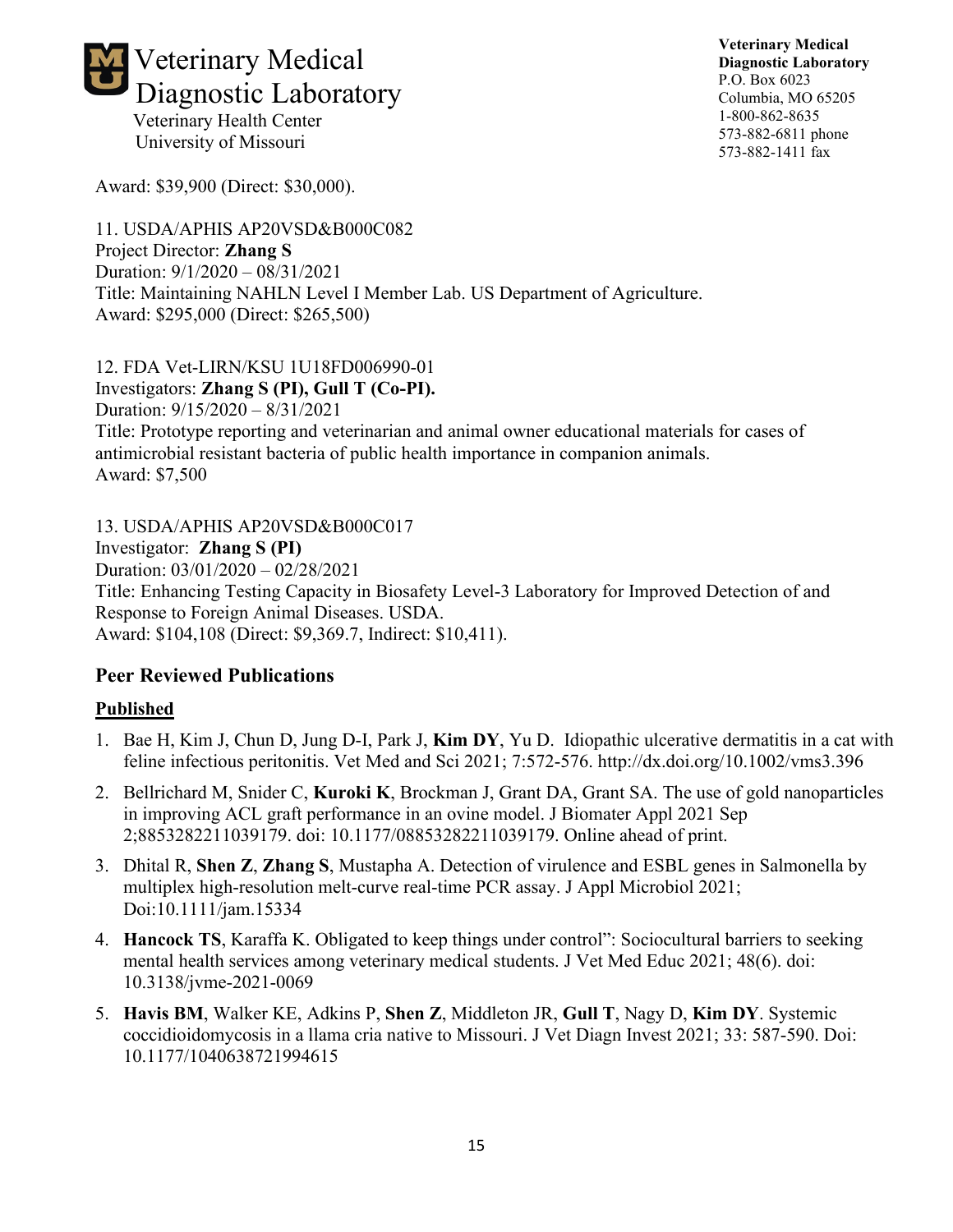Award: $39,900 (Direct: $30,000).

11. USDA/APHIS AP20VSD&B000C082
Project Director: **Zhang S**
Duration: 9/1/2020 – 08/31/2021
Title: Maintaining NAHLN Level I Member Lab. US Department of Agriculture.
Award: $295,000 (Direct: $265,500)

12. FDA Vet-LIRN/KSU 1U18FD006990-01
Investigators: **Zhang S (PI), Gull T (Co-PI).**
Duration: 9/15/2020 – 8/31/2021
Title: Prototype reporting and veterinarian and animal owner educational materials for cases of antimicrobial resistant bacteria of public health importance in companion animals.
Award: $7,500

13. USDA/APHIS AP20VSD&B000C017
Investigator: **Zhang S (PI)**
Duration: 03/01/2020 – 02/28/2021
Title: Enhancing Testing Capacity in Biosafety Level-3 Laboratory for Improved Detection of and Response to Foreign Animal Diseases. USDA.
Award: $104,108 (Direct: $9,369.7, Indirect: $10,411).

## Peer Reviewed Publications

### Published

1. Bae H, Kim J, Chun D, Jung D-I, Park J, **Kim DY**, Yu D. Idiopathic ulcerative dermatitis in a cat with feline infectious peritonitis. Vet Med and Sci 2021; 7:572-576. http://dx.doi.org/10.1002/vms3.396
2. Bellrichard M, Snider C, **Kuroki K**, Brockman J, Grant DA, Grant SA. The use of gold nanoparticles in improving ACL graft performance in an ovine model. J Biomater Appl 2021 Sep 2;8853282211039179. doi: 10.1177/08853282211039179. Online ahead of print.
3. Dhital R, **Shen Z**, **Zhang S**, Mustapha A. Detection of virulence and ESBL genes in Salmonella by multiplex high-resolution melt-curve real-time PCR assay. J Appl Microbiol 2021; Doi:10.1111/jam.15334
4. **Hancock TS**, Karaffa K. Obligated to keep things under control": Sociocultural barriers to seeking mental health services among veterinary medical students. J Vet Med Educ 2021; 48(6). doi: 10.3138/jvme-2021-0069
5. **Havis BM**, Walker KE, Adkins P, **Shen Z**, Middleton JR, **Gull T**, Nagy D, **Kim DY**. Systemic coccidioidomycosis in a llama cria native to Missouri. J Vet Diagn Invest 2021; 33: 587-590. Doi: 10.1177/1040638721994615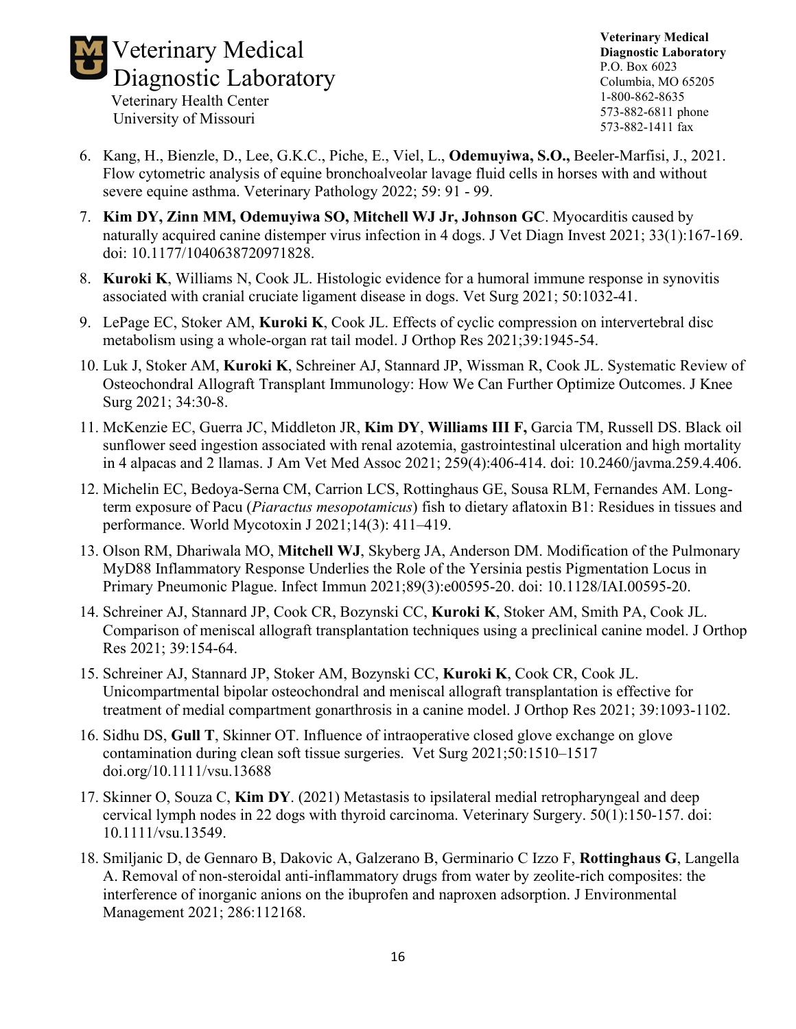6. Kang, H., Bienzle, D., Lee, G.K.C., Piche, E., Viel, L., **Odemuyiwa, S.O.,** Beeler-Marfisi, J., 2021. Flow cytometric analysis of equine bronchoalveolar lavage fluid cells in horses with and without severe equine asthma. Veterinary Pathology 2022; 59: 91 - 99.
7. **Kim DY, Zinn MM, Odemuyiwa SO, Mitchell WJ Jr, Johnson GC**. Myocarditis caused by naturally acquired canine distemper virus infection in 4 dogs. J Vet Diagn Invest 2021; 33(1):167-169. doi: 10.1177/1040638720971828.
8. **Kuroki K**, Williams N, Cook JL. Histologic evidence for a humoral immune response in synovitis associated with cranial cruciate ligament disease in dogs. Vet Surg 2021; 50:1032-41.
9. LePage EC, Stoker AM, **Kuroki K**, Cook JL. Effects of cyclic compression on intervertebral disc metabolism using a whole-organ rat tail model. J Orthop Res 2021;39:1945-54.
10. Luk J, Stoker AM, **Kuroki K**, Schreiner AJ, Stannard JP, Wissman R, Cook JL. Systematic Review of Osteochondral Allograft Transplant Immunology: How We Can Further Optimize Outcomes. J Knee Surg 2021; 34:30-8.
11. McKenzie EC, Guerra JC, Middleton JR, **Kim DY**, **Williams III F,** Garcia TM, Russell DS. Black oil sunflower seed ingestion associated with renal azotemia, gastrointestinal ulceration and high mortality in 4 alpacas and 2 llamas. J Am Vet Med Assoc 2021; 259(4):406-414. doi: 10.2460/javma.259.4.406.
12. Michelin EC, Bedoya-Serna CM, Carrion LCS, Rottinghaus GE, Sousa RLM, Fernandes AM. Long-term exposure of Pacu (*Piaractus mesopotamicus*) fish to dietary aflatoxin B1: Residues in tissues and performance. World Mycotoxin J 2021;14(3): 411–419.
13. Olson RM, Dhariwala MO, **Mitchell WJ**, Skyberg JA, Anderson DM. Modification of the Pulmonary MyD88 Inflammatory Response Underlies the Role of the Yersinia pestis Pigmentation Locus in Primary Pneumonic Plague. Infect Immun 2021;89(3):e00595-20. doi: 10.1128/IAI.00595-20.
14. Schreiner AJ, Stannard JP, Cook CR, Bozynski CC, **Kuroki K**, Stoker AM, Smith PA, Cook JL. Comparison of meniscal allograft transplantation techniques using a preclinical canine model. J Orthop Res 2021; 39:154-64.
15. Schreiner AJ, Stannard JP, Stoker AM, Bozynski CC, **Kuroki K**, Cook CR, Cook JL. Unicompartmental bipolar osteochondral and meniscal allograft transplantation is effective for treatment of medial compartment gonarthrosis in a canine model. J Orthop Res 2021; 39:1093-1102.
16. Sidhu DS, **Gull T**, Skinner OT. Influence of intraoperative closed glove exchange on glove contamination during clean soft tissue surgeries. Vet Surg 2021;50:1510–1517 doi.org/10.1111/vsu.13688
17. Skinner O, Souza C, **Kim DY**. (2021) Metastasis to ipsilateral medial retropharyngeal and deep cervical lymph nodes in 22 dogs with thyroid carcinoma. Veterinary Surgery. 50(1):150-157. doi: 10.1111/vsu.13549.
18. Smiljanic D, de Gennaro B, Dakovic A, Galzerano B, Germinario C Izzo F, **Rottinghaus G**, Langella A. Removal of non-steroidal anti-inflammatory drugs from water by zeolite-rich composites: the interference of inorganic anions on the ibuprofen and naproxen adsorption. J Environmental Management 2021; 286:112168.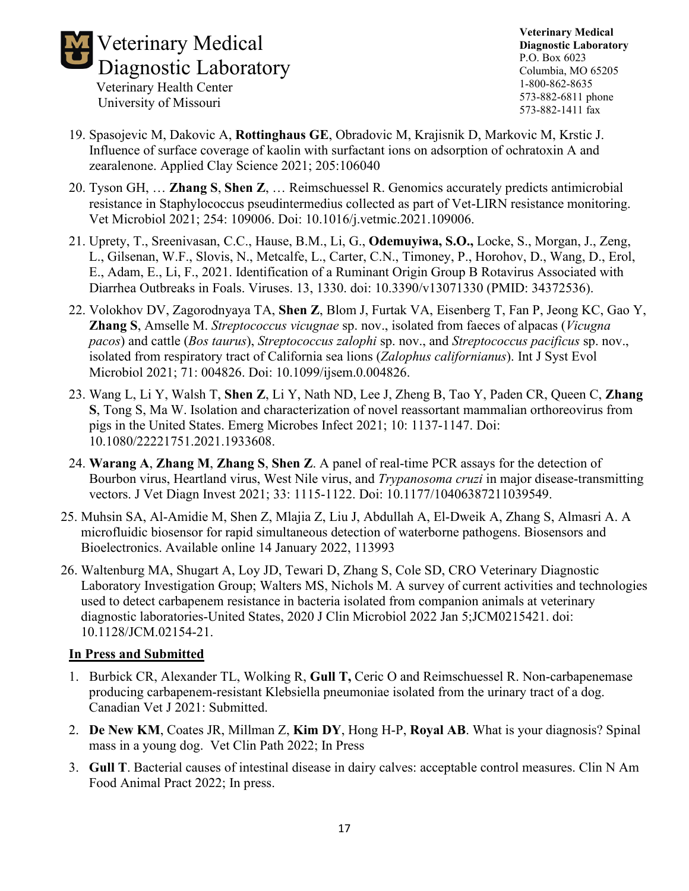19. Spasojevic M, Dakovic A, **Rottinghaus GE**, Obradovic M, Krajisnik D, Markovic M, Krstic J. Influence of surface coverage of kaolin with surfactant ions on adsorption of ochratoxin A and zearalenone. Applied Clay Science 2021; 205:106040

20. Tyson GH, … **Zhang S**, **Shen Z**, … Reimschuessel R. Genomics accurately predicts antimicrobial resistance in Staphylococcus pseudintermedius collected as part of Vet-LIRN resistance monitoring. Vet Microbiol 2021; 254: 109006. Doi: 10.1016/j.vetmic.2021.109006.

21. Uprety, T., Sreenivasan, C.C., Hause, B.M., Li, G., **Odemuyiwa, S.O.,** Locke, S., Morgan, J., Zeng, L., Gilsenan, W.F., Slovis, N., Metcalfe, L., Carter, C.N., Timoney, P., Horohov, D., Wang, D., Erol, E., Adam, E., Li, F., 2021. Identification of a Ruminant Origin Group B Rotavirus Associated with Diarrhea Outbreaks in Foals. Viruses. 13, 1330. doi: 10.3390/v13071330 (PMID: 34372536).

22. Volokhov DV, Zagorodnyaya TA, **Shen Z**, Blom J, Furtak VA, Eisenberg T, Fan P, Jeong KC, Gao Y, **Zhang S**, Amselle M. *Streptococcus vicugnae* sp. nov., isolated from faeces of alpacas (*Vicugna pacos*) and cattle (*Bos taurus*), *Streptococcus zalophi* sp. nov., and *Streptococcus pacificus* sp. nov., isolated from respiratory tract of California sea lions (*Zalophus californianus*). Int J Syst Evol Microbiol 2021; 71: 004826. Doi: 10.1099/ijsem.0.004826.

23. Wang L, Li Y, Walsh T, **Shen Z**, Li Y, Nath ND, Lee J, Zheng B, Tao Y, Paden CR, Queen C, **Zhang S**, Tong S, Ma W. Isolation and characterization of novel reassortant mammalian orthoreovirus from pigs in the United States. Emerg Microbes Infect 2021; 10: 1137-1147. Doi: 10.1080/22221751.2021.1933608.

24. **Warang A**, **Zhang M**, **Zhang S**, **Shen Z**. A panel of real-time PCR assays for the detection of Bourbon virus, Heartland virus, West Nile virus, and *Trypanosoma cruzi* in major disease-transmitting vectors. J Vet Diagn Invest 2021; 33: 1115-1122. Doi: 10.1177/10406387211039549.

25. Muhsin SA, Al-Amidie M, Shen Z, Mlajia Z, Liu J, Abdullah A, El-Dweik A, Zhang S, Almasri A. A microfluidic biosensor for rapid simultaneous detection of waterborne pathogens. Biosensors and Bioelectronics. Available online 14 January 2022, 113993

26. Waltenburg MA, Shugart A, Loy JD, Tewari D, Zhang S, Cole SD, CRO Veterinary Diagnostic Laboratory Investigation Group; Walters MS, Nichols M. A survey of current activities and technologies used to detect carbapenem resistance in bacteria isolated from companion animals at veterinary diagnostic laboratories-United States, 2020 J Clin Microbiol 2022 Jan 5;JCM0215421. doi: 10.1128/JCM.02154-21.

## In Press and Submitted

1. Burbick CR, Alexander TL, Wolking R, **Gull T,** Ceric O and Reimschuessel R. Non-carbapenemase producing carbapenem-resistant Klebsiella pneumoniae isolated from the urinary tract of a dog. Canadian Vet J 2021: Submitted.

2. **De New KM**, Coates JR, Millman Z, **Kim DY**, Hong H-P, **Royal AB**. What is your diagnosis? Spinal mass in a young dog. Vet Clin Path 2022; In Press

3. **Gull T**. Bacterial causes of intestinal disease in dairy calves: acceptable control measures. Clin N Am Food Animal Pract 2022; In press.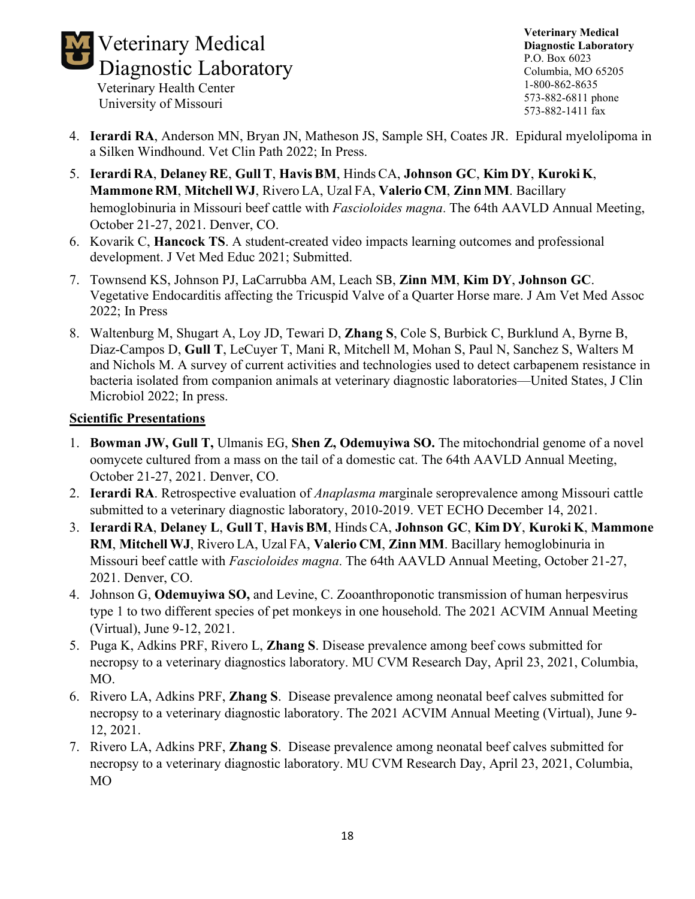4. **Ierardi RA**, Anderson MN, Bryan JN, Matheson JS, Sample SH, Coates JR. Epidural myelolipoma in a Silken Windhound. Vet Clin Path 2022; In Press.
5. **Ierardi RA**, **Delaney RE**, **Gull T**, **Havis BM**, Hinds CA, **Johnson GC**, **Kim DY**, **Kuroki K**, **Mammone RM**, **Mitchell WJ**, Rivero LA, Uzal FA, **Valerio CM**, **Zinn MM**. Bacillary hemoglobinuria in Missouri beef cattle with *Fascioloides magna*. The 64th AAVLD Annual Meeting, October 21-27, 2021. Denver, CO.
6. Kovarik C, **Hancock TS**. A student-created video impacts learning outcomes and professional development. J Vet Med Educ 2021; Submitted.
7. Townsend KS, Johnson PJ, LaCarrubba AM, Leach SB, **Zinn MM**, **Kim DY**, **Johnson GC**. Vegetative Endocarditis affecting the Tricuspid Valve of a Quarter Horse mare. J Am Vet Med Assoc 2022; In Press
8. Waltenburg M, Shugart A, Loy JD, Tewari D, **Zhang S**, Cole S, Burbick C, Burklund A, Byrne B, Diaz-Campos D, **Gull T**, LeCuyer T, Mani R, Mitchell M, Mohan S, Paul N, Sanchez S, Walters M and Nichols M. A survey of current activities and technologies used to detect carbapenem resistance in bacteria isolated from companion animals at veterinary diagnostic laboratories—United States, J Clin Microbiol 2022; In press.

**Scientific Presentations**

1. **Bowman JW, Gull T,** Ulmanis EG, **Shen Z, Odemuyiwa SO.** The mitochondrial genome of a novel oomycete cultured from a mass on the tail of a domestic cat. The 64th AAVLD Annual Meeting, October 21-27, 2021. Denver, CO.
2. **Ierardi RA**. Retrospective evaluation of *Anaplasma m*arginale seroprevalence among Missouri cattle submitted to a veterinary diagnostic laboratory, 2010-2019. VET ECHO December 14, 2021.
3. **Ierardi RA**, **Delaney L**, **Gull T**, **Havis BM**, Hinds CA, **Johnson GC**, **Kim DY**, **Kuroki K**, **Mammone RM**, **Mitchell WJ**, Rivero LA, Uzal FA, **Valerio CM**, **Zinn MM**. Bacillary hemoglobinuria in Missouri beef cattle with *Fascioloides magna*. The 64th AAVLD Annual Meeting, October 21-27, 2021. Denver, CO.
4. Johnson G, **Odemuyiwa SO,** and Levine, C. Zooanthroponotic transmission of human herpesvirus type 1 to two different species of pet monkeys in one household. The 2021 ACVIM Annual Meeting (Virtual), June 9-12, 2021.
5. Puga K, Adkins PRF, Rivero L, **Zhang S**. Disease prevalence among beef cows submitted for necropsy to a veterinary diagnostics laboratory. MU CVM Research Day, April 23, 2021, Columbia, MO.
6. Rivero LA, Adkins PRF, **Zhang S**. Disease prevalence among neonatal beef calves submitted for necropsy to a veterinary diagnostic laboratory. The 2021 ACVIM Annual Meeting (Virtual), June 9-12, 2021.
7. Rivero LA, Adkins PRF, **Zhang S**. Disease prevalence among neonatal beef calves submitted for necropsy to a veterinary diagnostic laboratory. MU CVM Research Day, April 23, 2021, Columbia, MO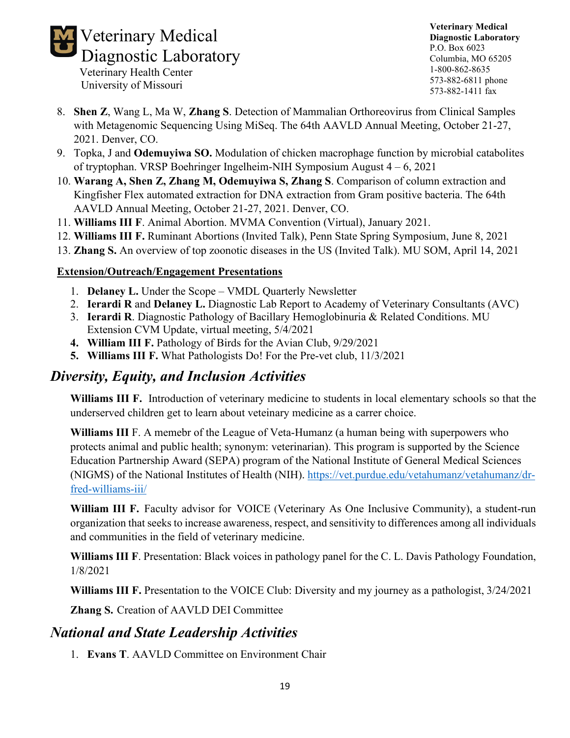8. **Shen Z**, Wang L, Ma W, **Zhang S**. Detection of Mammalian Orthoreovirus from Clinical Samples with Metagenomic Sequencing Using MiSeq. The 64th AAVLD Annual Meeting, October 21-27, 2021. Denver, CO.
9. Topka, J and **Odemuyiwa SO.** Modulation of chicken macrophage function by microbial catabolites of tryptophan. VRSP Boehringer Ingelheim-NIH Symposium August 4 – 6, 2021
10. **Warang A, Shen Z, Zhang M, Odemuyiwa S, Zhang S**. Comparison of column extraction and Kingfisher Flex automated extraction for DNA extraction from Gram positive bacteria. The 64th AAVLD Annual Meeting, October 21-27, 2021. Denver, CO.
11. **Williams III F**. Animal Abortion. MVMA Convention (Virtual), January 2021.
12. **Williams III F.** Ruminant Abortions (Invited Talk), Penn State Spring Symposium, June 8, 2021
13. **Zhang S.** An overview of top zoonotic diseases in the US (Invited Talk). MU SOM, April 14, 2021

**Extension/Outreach/Engagement Presentations**

1. **Delaney L.** Under the Scope – VMDL Quarterly Newsletter
2. **Ierardi R** and **Delaney L.** Diagnostic Lab Report to Academy of Veterinary Consultants (AVC)
3. **Ierardi R**. Diagnostic Pathology of Bacillary Hemoglobinuria & Related Conditions. MU Extension CVM Update, virtual meeting, 5/4/2021
4. **William III F.** Pathology of Birds for the Avian Club, 9/29/2021
5. **Williams III F.** What Pathologists Do! For the Pre-vet club, 11/3/2021

## *Diversity, Equity, and Inclusion Activities*

**Williams III F.** Introduction of veterinary medicine to students in local elementary schools so that the underserved children get to learn about veteinary medicine as a carrer choice.

**Williams III** F. A memebr of the League of Veta-Humanz (a human being with superpowers who protects animal and public health; synonym: veterinarian). This program is supported by the Science Education Partnership Award (SEPA) program of the National Institute of General Medical Sciences (NIGMS) of the National Institutes of Health (NIH). https://vet.purdue.edu/vetahumanz/vetahumanz/dr-fred-williams-iii/

**William III F.** Faculty advisor for VOICE (Veterinary As One Inclusive Community), a student-run organization that seeks to increase awareness, respect, and sensitivity to differences among all individuals and communities in the field of veterinary medicine.

**Williams III F**. Presentation: Black voices in pathology panel for the C. L. Davis Pathology Foundation, 1/8/2021

**Williams III F.** Presentation to the VOICE Club: Diversity and my journey as a pathologist, 3/24/2021

**Zhang S.** Creation of AAVLD DEI Committee

## *National and State Leadership Activities*

1. **Evans T**. AAVLD Committee on Environment Chair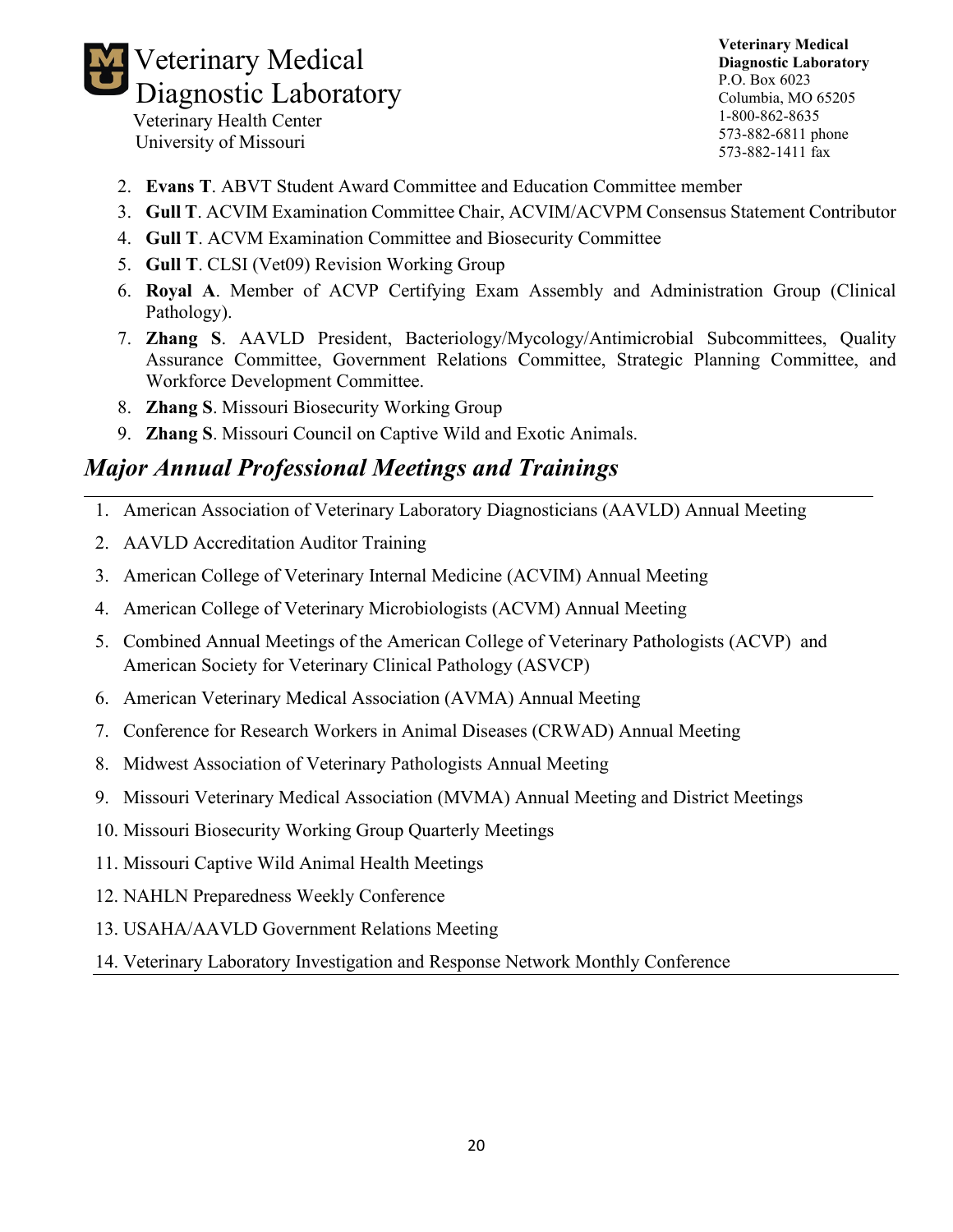2. **Evans T**. ABVT Student Award Committee and Education Committee member
3. **Gull T**. ACVIM Examination Committee Chair, ACVIM/ACVPM Consensus Statement Contributor
4. **Gull T**. ACVM Examination Committee and Biosecurity Committee
5. **Gull T**. CLSI (Vet09) Revision Working Group
6. **Royal A**. Member of ACVP Certifying Exam Assembly and Administration Group (Clinical Pathology).
7. **Zhang S**. AAVLD President, Bacteriology/Mycology/Antimicrobial Subcommittees, Quality Assurance Committee, Government Relations Committee, Strategic Planning Committee, and Workforce Development Committee.
8. **Zhang S**. Missouri Biosecurity Working Group
9. **Zhang S**. Missouri Council on Captive Wild and Exotic Animals.

## *Major Annual Professional Meetings and Trainings*

1. American Association of Veterinary Laboratory Diagnosticians (AAVLD) Annual Meeting
2. AAVLD Accreditation Auditor Training
3. American College of Veterinary Internal Medicine (ACVIM) Annual Meeting
4. American College of Veterinary Microbiologists (ACVM) Annual Meeting
5. Combined Annual Meetings of the American College of Veterinary Pathologists (ACVP) and American Society for Veterinary Clinical Pathology (ASVCP)
6. American Veterinary Medical Association (AVMA) Annual Meeting
7. Conference for Research Workers in Animal Diseases (CRWAD) Annual Meeting
8. Midwest Association of Veterinary Pathologists Annual Meeting
9. Missouri Veterinary Medical Association (MVMA) Annual Meeting and District Meetings
10. Missouri Biosecurity Working Group Quarterly Meetings
11. Missouri Captive Wild Animal Health Meetings
12. NAHLN Preparedness Weekly Conference
13. USAHA/AAVLD Government Relations Meeting
14. Veterinary Laboratory Investigation and Response Network Monthly Conference